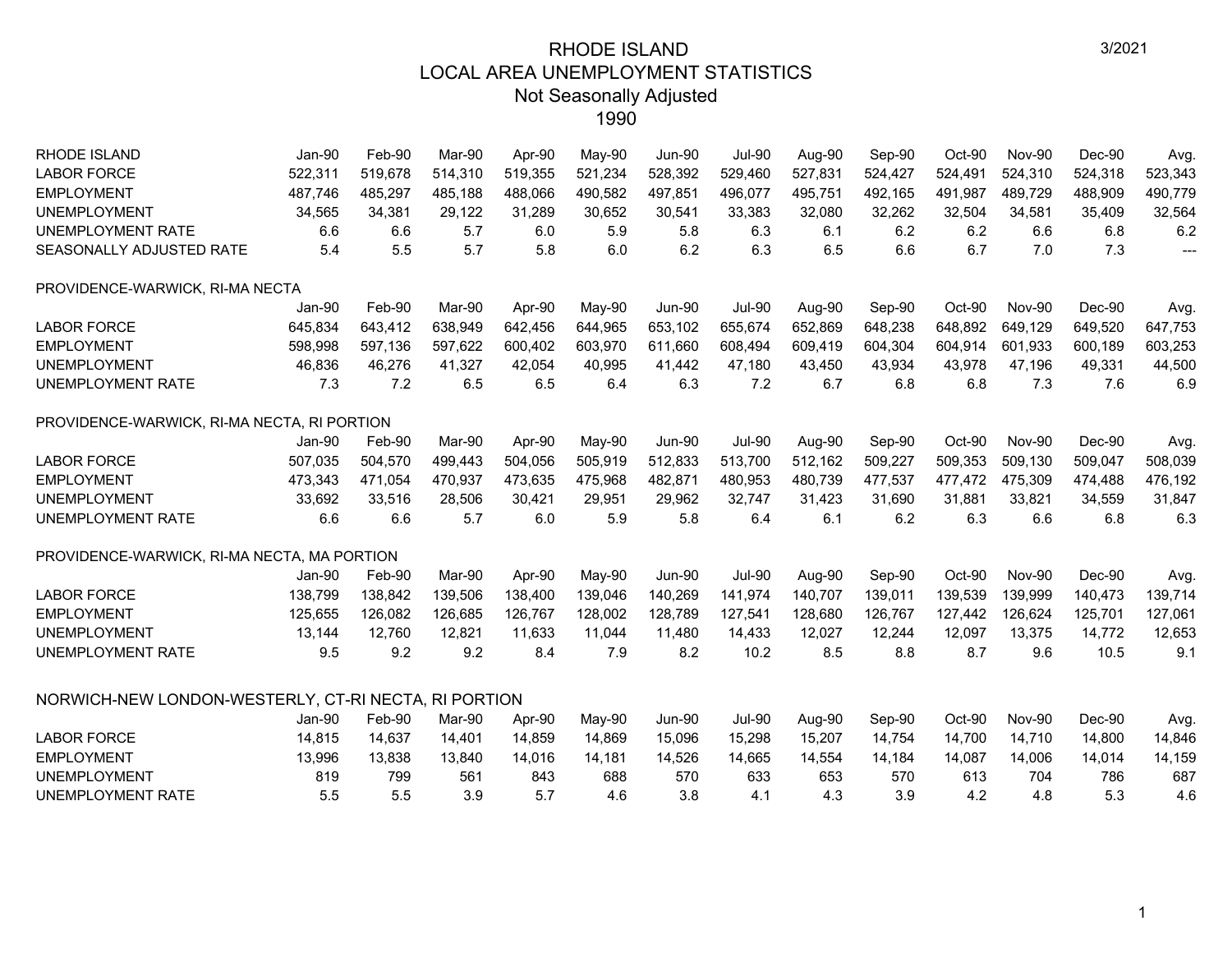# RHODE ISLAND
## LOCAL AREA UNEMPLOYMENT STATISTICS
### Not Seasonally Adjusted
### 1990

| RHODE ISLAND | Jan-90 | Feb-90 | Mar-90 | Apr-90 | May-90 | Jun-90 | Jul-90 | Aug-90 | Sep-90 | Oct-90 | Nov-90 | Dec-90 | Avg. |
|---|---|---|---|---|---|---|---|---|---|---|---|---|---|
| LABOR FORCE | 522,311 | 519,678 | 514,310 | 519,355 | 521,234 | 528,392 | 529,460 | 527,831 | 524,427 | 524,491 | 524,310 | 524,318 | 523,343 |
| EMPLOYMENT | 487,746 | 485,297 | 485,188 | 488,066 | 490,582 | 497,851 | 496,077 | 495,751 | 492,165 | 491,987 | 489,729 | 488,909 | 490,779 |
| UNEMPLOYMENT | 34,565 | 34,381 | 29,122 | 31,289 | 30,652 | 30,541 | 33,383 | 32,080 | 32,262 | 32,504 | 34,581 | 35,409 | 32,564 |
| UNEMPLOYMENT RATE | 6.6 | 6.6 | 5.7 | 6.0 | 5.9 | 5.8 | 6.3 | 6.1 | 6.2 | 6.2 | 6.6 | 6.8 | 6.2 |
| SEASONALLY ADJUSTED RATE | 5.4 | 5.5 | 5.7 | 5.8 | 6.0 | 6.2 | 6.3 | 6.5 | 6.6 | 6.7 | 7.0 | 7.3 | --- |

PROVIDENCE-WARWICK, RI-MA NECTA

| | Jan-90 | Feb-90 | Mar-90 | Apr-90 | May-90 | Jun-90 | Jul-90 | Aug-90 | Sep-90 | Oct-90 | Nov-90 | Dec-90 | Avg. |
|---|---|---|---|---|---|---|---|---|---|---|---|---|---|
| LABOR FORCE | 645,834 | 643,412 | 638,949 | 642,456 | 644,965 | 653,102 | 655,674 | 652,869 | 648,238 | 648,892 | 649,129 | 649,520 | 647,753 |
| EMPLOYMENT | 598,998 | 597,136 | 597,622 | 600,402 | 603,970 | 611,660 | 608,494 | 609,419 | 604,304 | 604,914 | 601,933 | 600,189 | 603,253 |
| UNEMPLOYMENT | 46,836 | 46,276 | 41,327 | 42,054 | 40,995 | 41,442 | 47,180 | 43,450 | 43,934 | 43,978 | 47,196 | 49,331 | 44,500 |
| UNEMPLOYMENT RATE | 7.3 | 7.2 | 6.5 | 6.5 | 6.4 | 6.3 | 7.2 | 6.7 | 6.8 | 6.8 | 7.3 | 7.6 | 6.9 |

PROVIDENCE-WARWICK, RI-MA NECTA, RI PORTION

| | Jan-90 | Feb-90 | Mar-90 | Apr-90 | May-90 | Jun-90 | Jul-90 | Aug-90 | Sep-90 | Oct-90 | Nov-90 | Dec-90 | Avg. |
|---|---|---|---|---|---|---|---|---|---|---|---|---|---|
| LABOR FORCE | 507,035 | 504,570 | 499,443 | 504,056 | 505,919 | 512,833 | 513,700 | 512,162 | 509,227 | 509,353 | 509,130 | 509,047 | 508,039 |
| EMPLOYMENT | 473,343 | 471,054 | 470,937 | 473,635 | 475,968 | 482,871 | 480,953 | 480,739 | 477,537 | 477,472 | 475,309 | 474,488 | 476,192 |
| UNEMPLOYMENT | 33,692 | 33,516 | 28,506 | 30,421 | 29,951 | 29,962 | 32,747 | 31,423 | 31,690 | 31,881 | 33,821 | 34,559 | 31,847 |
| UNEMPLOYMENT RATE | 6.6 | 6.6 | 5.7 | 6.0 | 5.9 | 5.8 | 6.4 | 6.1 | 6.2 | 6.3 | 6.6 | 6.8 | 6.3 |

PROVIDENCE-WARWICK, RI-MA NECTA, MA PORTION

| | Jan-90 | Feb-90 | Mar-90 | Apr-90 | May-90 | Jun-90 | Jul-90 | Aug-90 | Sep-90 | Oct-90 | Nov-90 | Dec-90 | Avg. |
|---|---|---|---|---|---|---|---|---|---|---|---|---|---|
| LABOR FORCE | 138,799 | 138,842 | 139,506 | 138,400 | 139,046 | 140,269 | 141,974 | 140,707 | 139,011 | 139,539 | 139,999 | 140,473 | 139,714 |
| EMPLOYMENT | 125,655 | 126,082 | 126,685 | 126,767 | 128,002 | 128,789 | 127,541 | 128,680 | 126,767 | 127,442 | 126,624 | 125,701 | 127,061 |
| UNEMPLOYMENT | 13,144 | 12,760 | 12,821 | 11,633 | 11,044 | 11,480 | 14,433 | 12,027 | 12,244 | 12,097 | 13,375 | 14,772 | 12,653 |
| UNEMPLOYMENT RATE | 9.5 | 9.2 | 9.2 | 8.4 | 7.9 | 8.2 | 10.2 | 8.5 | 8.8 | 8.7 | 9.6 | 10.5 | 9.1 |

NORWICH-NEW LONDON-WESTERLY, CT-RI NECTA, RI PORTION

| | Jan-90 | Feb-90 | Mar-90 | Apr-90 | May-90 | Jun-90 | Jul-90 | Aug-90 | Sep-90 | Oct-90 | Nov-90 | Dec-90 | Avg. |
|---|---|---|---|---|---|---|---|---|---|---|---|---|---|
| LABOR FORCE | 14,815 | 14,637 | 14,401 | 14,859 | 14,869 | 15,096 | 15,298 | 15,207 | 14,754 | 14,700 | 14,710 | 14,800 | 14,846 |
| EMPLOYMENT | 13,996 | 13,838 | 13,840 | 14,016 | 14,181 | 14,526 | 14,665 | 14,554 | 14,184 | 14,087 | 14,006 | 14,014 | 14,159 |
| UNEMPLOYMENT | 819 | 799 | 561 | 843 | 688 | 570 | 633 | 653 | 570 | 613 | 704 | 786 | 687 |
| UNEMPLOYMENT RATE | 5.5 | 5.5 | 3.9 | 5.7 | 4.6 | 3.8 | 4.1 | 4.3 | 3.9 | 4.2 | 4.8 | 5.3 | 4.6 |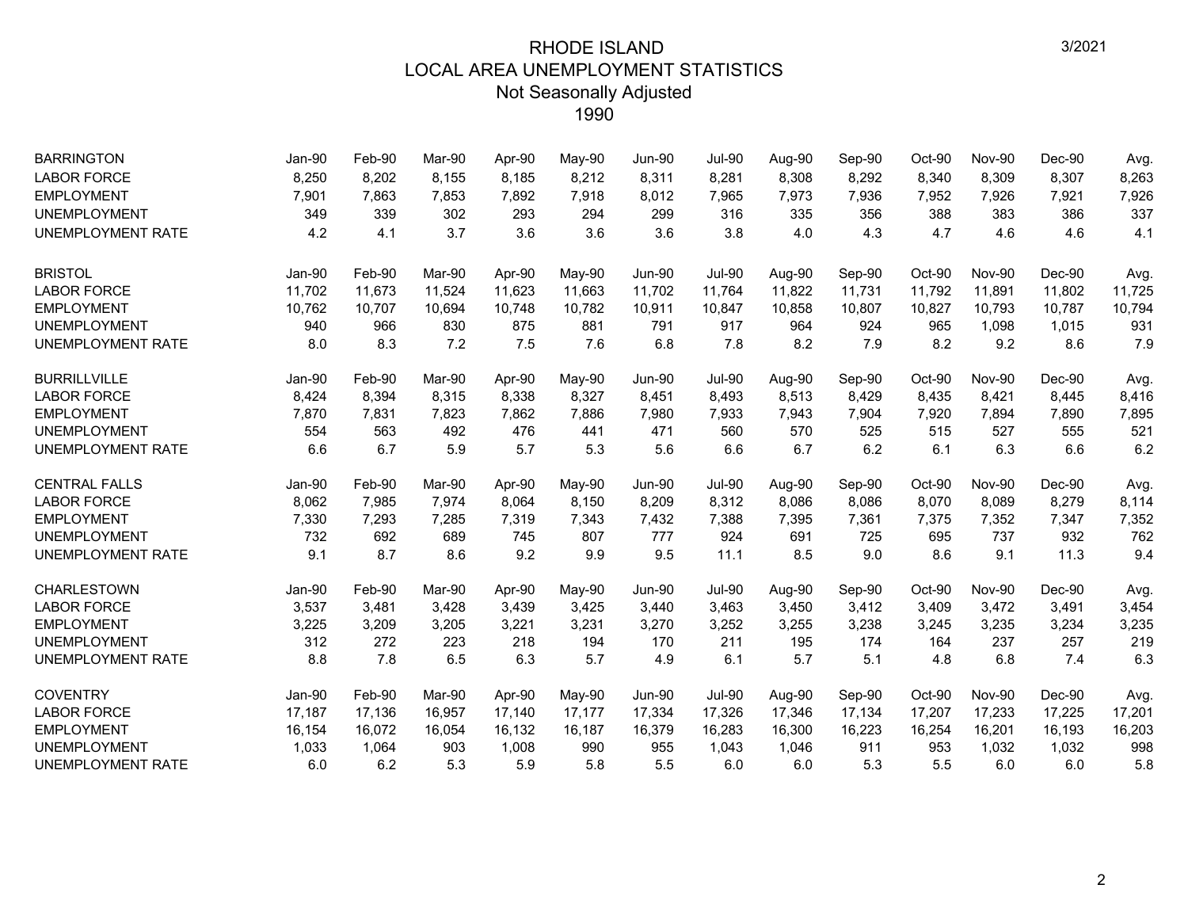# RHODE ISLAND
## LOCAL AREA UNEMPLOYMENT STATISTICS
### Not Seasonally Adjusted
### 1990

3/2021

| BARRINGTON | Jan-90 | Feb-90 | Mar-90 | Apr-90 | May-90 | Jun-90 | Jul-90 | Aug-90 | Sep-90 | Oct-90 | Nov-90 | Dec-90 | Avg. |
|---|---|---|---|---|---|---|---|---|---|---|---|---|---|
| LABOR FORCE | 8,250 | 8,202 | 8,155 | 8,185 | 8,212 | 8,311 | 8,281 | 8,308 | 8,292 | 8,340 | 8,309 | 8,307 | 8,263 |
| EMPLOYMENT | 7,901 | 7,863 | 7,853 | 7,892 | 7,918 | 8,012 | 7,965 | 7,973 | 7,936 | 7,952 | 7,926 | 7,921 | 7,926 |
| UNEMPLOYMENT | 349 | 339 | 302 | 293 | 294 | 299 | 316 | 335 | 356 | 388 | 383 | 386 | 337 |
| UNEMPLOYMENT RATE | 4.2 | 4.1 | 3.7 | 3.6 | 3.6 | 3.6 | 3.8 | 4.0 | 4.3 | 4.7 | 4.6 | 4.6 | 4.1 |

| BRISTOL | Jan-90 | Feb-90 | Mar-90 | Apr-90 | May-90 | Jun-90 | Jul-90 | Aug-90 | Sep-90 | Oct-90 | Nov-90 | Dec-90 | Avg. |
|---|---|---|---|---|---|---|---|---|---|---|---|---|---|
| LABOR FORCE | 11,702 | 11,673 | 11,524 | 11,623 | 11,663 | 11,702 | 11,764 | 11,822 | 11,731 | 11,792 | 11,891 | 11,802 | 11,725 |
| EMPLOYMENT | 10,762 | 10,707 | 10,694 | 10,748 | 10,782 | 10,911 | 10,847 | 10,858 | 10,807 | 10,827 | 10,793 | 10,787 | 10,794 |
| UNEMPLOYMENT | 940 | 966 | 830 | 875 | 881 | 791 | 917 | 964 | 924 | 965 | 1,098 | 1,015 | 931 |
| UNEMPLOYMENT RATE | 8.0 | 8.3 | 7.2 | 7.5 | 7.6 | 6.8 | 7.8 | 8.2 | 7.9 | 8.2 | 9.2 | 8.6 | 7.9 |

| BURRILLVILLE | Jan-90 | Feb-90 | Mar-90 | Apr-90 | May-90 | Jun-90 | Jul-90 | Aug-90 | Sep-90 | Oct-90 | Nov-90 | Dec-90 | Avg. |
|---|---|---|---|---|---|---|---|---|---|---|---|---|---|
| LABOR FORCE | 8,424 | 8,394 | 8,315 | 8,338 | 8,327 | 8,451 | 8,493 | 8,513 | 8,429 | 8,435 | 8,421 | 8,445 | 8,416 |
| EMPLOYMENT | 7,870 | 7,831 | 7,823 | 7,862 | 7,886 | 7,980 | 7,933 | 7,943 | 7,904 | 7,920 | 7,894 | 7,890 | 7,895 |
| UNEMPLOYMENT | 554 | 563 | 492 | 476 | 441 | 471 | 560 | 570 | 525 | 515 | 527 | 555 | 521 |
| UNEMPLOYMENT RATE | 6.6 | 6.7 | 5.9 | 5.7 | 5.3 | 5.6 | 6.6 | 6.7 | 6.2 | 6.1 | 6.3 | 6.6 | 6.2 |

| CENTRAL FALLS | Jan-90 | Feb-90 | Mar-90 | Apr-90 | May-90 | Jun-90 | Jul-90 | Aug-90 | Sep-90 | Oct-90 | Nov-90 | Dec-90 | Avg. |
|---|---|---|---|---|---|---|---|---|---|---|---|---|---|
| LABOR FORCE | 8,062 | 7,985 | 7,974 | 8,064 | 8,150 | 8,209 | 8,312 | 8,086 | 8,086 | 8,070 | 8,089 | 8,279 | 8,114 |
| EMPLOYMENT | 7,330 | 7,293 | 7,285 | 7,319 | 7,343 | 7,432 | 7,388 | 7,395 | 7,361 | 7,375 | 7,352 | 7,347 | 7,352 |
| UNEMPLOYMENT | 732 | 692 | 689 | 745 | 807 | 777 | 924 | 691 | 725 | 695 | 737 | 932 | 762 |
| UNEMPLOYMENT RATE | 9.1 | 8.7 | 8.6 | 9.2 | 9.9 | 9.5 | 11.1 | 8.5 | 9.0 | 8.6 | 9.1 | 11.3 | 9.4 |

| CHARLESTOWN | Jan-90 | Feb-90 | Mar-90 | Apr-90 | May-90 | Jun-90 | Jul-90 | Aug-90 | Sep-90 | Oct-90 | Nov-90 | Dec-90 | Avg. |
|---|---|---|---|---|---|---|---|---|---|---|---|---|---|
| LABOR FORCE | 3,537 | 3,481 | 3,428 | 3,439 | 3,425 | 3,440 | 3,463 | 3,450 | 3,412 | 3,409 | 3,472 | 3,491 | 3,454 |
| EMPLOYMENT | 3,225 | 3,209 | 3,205 | 3,221 | 3,231 | 3,270 | 3,252 | 3,255 | 3,238 | 3,245 | 3,235 | 3,234 | 3,235 |
| UNEMPLOYMENT | 312 | 272 | 223 | 218 | 194 | 170 | 211 | 195 | 174 | 164 | 237 | 257 | 219 |
| UNEMPLOYMENT RATE | 8.8 | 7.8 | 6.5 | 6.3 | 5.7 | 4.9 | 6.1 | 5.7 | 5.1 | 4.8 | 6.8 | 7.4 | 6.3 |

| COVENTRY | Jan-90 | Feb-90 | Mar-90 | Apr-90 | May-90 | Jun-90 | Jul-90 | Aug-90 | Sep-90 | Oct-90 | Nov-90 | Dec-90 | Avg. |
|---|---|---|---|---|---|---|---|---|---|---|---|---|---|
| LABOR FORCE | 17,187 | 17,136 | 16,957 | 17,140 | 17,177 | 17,334 | 17,326 | 17,346 | 17,134 | 17,207 | 17,233 | 17,225 | 17,201 |
| EMPLOYMENT | 16,154 | 16,072 | 16,054 | 16,132 | 16,187 | 16,379 | 16,283 | 16,300 | 16,223 | 16,254 | 16,201 | 16,193 | 16,203 |
| UNEMPLOYMENT | 1,033 | 1,064 | 903 | 1,008 | 990 | 955 | 1,043 | 1,046 | 911 | 953 | 1,032 | 1,032 | 998 |
| UNEMPLOYMENT RATE | 6.0 | 6.2 | 5.3 | 5.9 | 5.8 | 5.5 | 6.0 | 6.0 | 5.3 | 5.5 | 6.0 | 6.0 | 5.8 |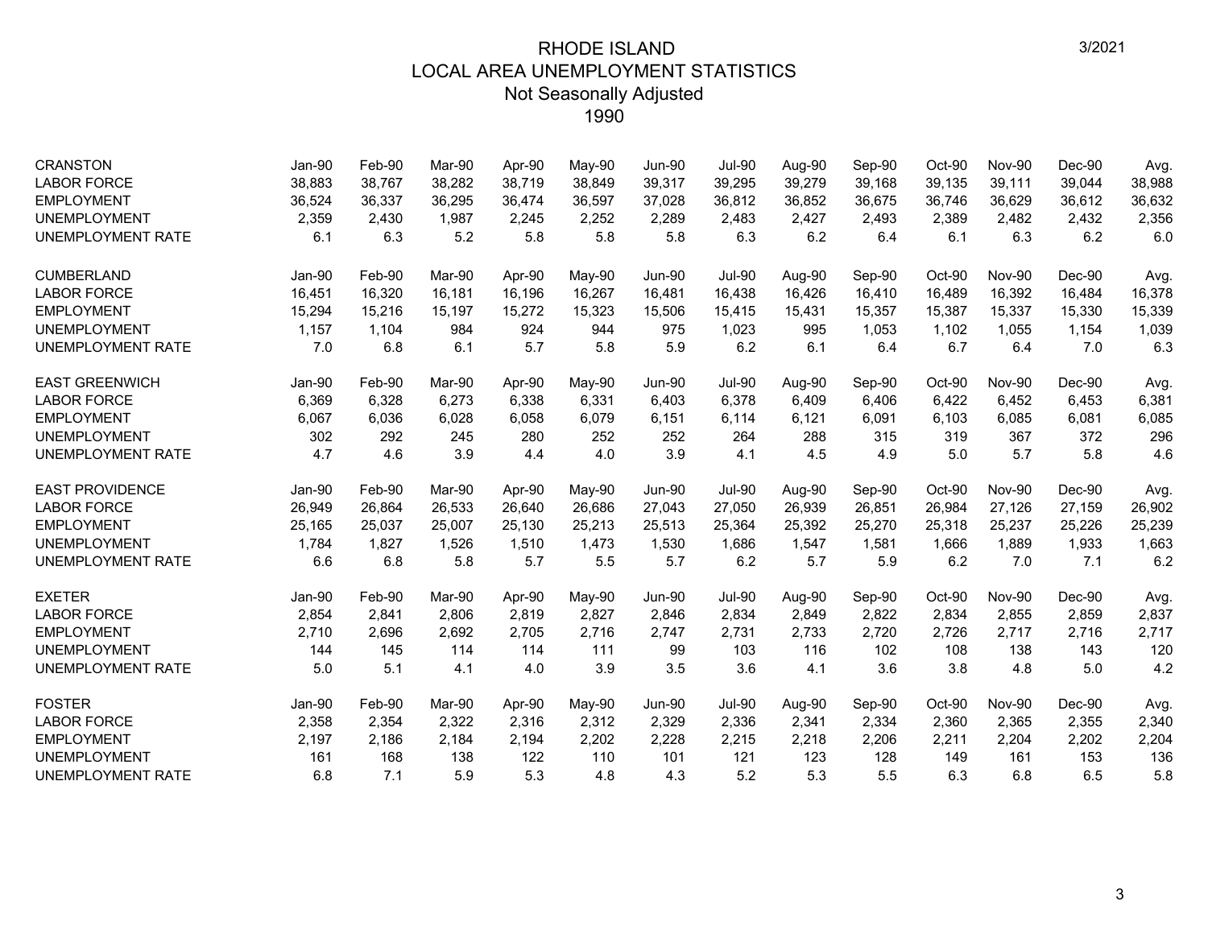# RHODE ISLAND
## LOCAL AREA UNEMPLOYMENT STATISTICS
### Not Seasonally Adjusted
### 1990

3/2021

| CRANSTON | Jan-90 | Feb-90 | Mar-90 | Apr-90 | May-90 | Jun-90 | Jul-90 | Aug-90 | Sep-90 | Oct-90 | Nov-90 | Dec-90 | Avg. |
|---|---|---|---|---|---|---|---|---|---|---|---|---|---|
| LABOR FORCE | 38,883 | 38,767 | 38,282 | 38,719 | 38,849 | 39,317 | 39,295 | 39,279 | 39,168 | 39,135 | 39,111 | 39,044 | 38,988 |
| EMPLOYMENT | 36,524 | 36,337 | 36,295 | 36,474 | 36,597 | 37,028 | 36,812 | 36,852 | 36,675 | 36,746 | 36,629 | 36,612 | 36,632 |
| UNEMPLOYMENT | 2,359 | 2,430 | 1,987 | 2,245 | 2,252 | 2,289 | 2,483 | 2,427 | 2,493 | 2,389 | 2,482 | 2,432 | 2,356 |
| UNEMPLOYMENT RATE | 6.1 | 6.3 | 5.2 | 5.8 | 5.8 | 5.8 | 6.3 | 6.2 | 6.4 | 6.1 | 6.3 | 6.2 | 6.0 |

| CUMBERLAND | Jan-90 | Feb-90 | Mar-90 | Apr-90 | May-90 | Jun-90 | Jul-90 | Aug-90 | Sep-90 | Oct-90 | Nov-90 | Dec-90 | Avg. |
|---|---|---|---|---|---|---|---|---|---|---|---|---|---|
| LABOR FORCE | 16,451 | 16,320 | 16,181 | 16,196 | 16,267 | 16,481 | 16,438 | 16,426 | 16,410 | 16,489 | 16,392 | 16,484 | 16,378 |
| EMPLOYMENT | 15,294 | 15,216 | 15,197 | 15,272 | 15,323 | 15,506 | 15,415 | 15,431 | 15,357 | 15,387 | 15,337 | 15,330 | 15,339 |
| UNEMPLOYMENT | 1,157 | 1,104 | 984 | 924 | 944 | 975 | 1,023 | 995 | 1,053 | 1,102 | 1,055 | 1,154 | 1,039 |
| UNEMPLOYMENT RATE | 7.0 | 6.8 | 6.1 | 5.7 | 5.8 | 5.9 | 6.2 | 6.1 | 6.4 | 6.7 | 6.4 | 7.0 | 6.3 |

| EAST GREENWICH | Jan-90 | Feb-90 | Mar-90 | Apr-90 | May-90 | Jun-90 | Jul-90 | Aug-90 | Sep-90 | Oct-90 | Nov-90 | Dec-90 | Avg. |
|---|---|---|---|---|---|---|---|---|---|---|---|---|---|
| LABOR FORCE | 6,369 | 6,328 | 6,273 | 6,338 | 6,331 | 6,403 | 6,378 | 6,409 | 6,406 | 6,422 | 6,452 | 6,453 | 6,381 |
| EMPLOYMENT | 6,067 | 6,036 | 6,028 | 6,058 | 6,079 | 6,151 | 6,114 | 6,121 | 6,091 | 6,103 | 6,085 | 6,081 | 6,085 |
| UNEMPLOYMENT | 302 | 292 | 245 | 280 | 252 | 252 | 264 | 288 | 315 | 319 | 367 | 372 | 296 |
| UNEMPLOYMENT RATE | 4.7 | 4.6 | 3.9 | 4.4 | 4.0 | 3.9 | 4.1 | 4.5 | 4.9 | 5.0 | 5.7 | 5.8 | 4.6 |

| EAST PROVIDENCE | Jan-90 | Feb-90 | Mar-90 | Apr-90 | May-90 | Jun-90 | Jul-90 | Aug-90 | Sep-90 | Oct-90 | Nov-90 | Dec-90 | Avg. |
|---|---|---|---|---|---|---|---|---|---|---|---|---|---|
| LABOR FORCE | 26,949 | 26,864 | 26,533 | 26,640 | 26,686 | 27,043 | 27,050 | 26,939 | 26,851 | 26,984 | 27,126 | 27,159 | 26,902 |
| EMPLOYMENT | 25,165 | 25,037 | 25,007 | 25,130 | 25,213 | 25,513 | 25,364 | 25,392 | 25,270 | 25,318 | 25,237 | 25,226 | 25,239 |
| UNEMPLOYMENT | 1,784 | 1,827 | 1,526 | 1,510 | 1,473 | 1,530 | 1,686 | 1,547 | 1,581 | 1,666 | 1,889 | 1,933 | 1,663 |
| UNEMPLOYMENT RATE | 6.6 | 6.8 | 5.8 | 5.7 | 5.5 | 5.7 | 6.2 | 5.7 | 5.9 | 6.2 | 7.0 | 7.1 | 6.2 |

| EXETER | Jan-90 | Feb-90 | Mar-90 | Apr-90 | May-90 | Jun-90 | Jul-90 | Aug-90 | Sep-90 | Oct-90 | Nov-90 | Dec-90 | Avg. |
|---|---|---|---|---|---|---|---|---|---|---|---|---|---|
| LABOR FORCE | 2,854 | 2,841 | 2,806 | 2,819 | 2,827 | 2,846 | 2,834 | 2,849 | 2,822 | 2,834 | 2,855 | 2,859 | 2,837 |
| EMPLOYMENT | 2,710 | 2,696 | 2,692 | 2,705 | 2,716 | 2,747 | 2,731 | 2,733 | 2,720 | 2,726 | 2,717 | 2,716 | 2,717 |
| UNEMPLOYMENT | 144 | 145 | 114 | 114 | 111 | 99 | 103 | 116 | 102 | 108 | 138 | 143 | 120 |
| UNEMPLOYMENT RATE | 5.0 | 5.1 | 4.1 | 4.0 | 3.9 | 3.5 | 3.6 | 4.1 | 3.6 | 3.8 | 4.8 | 5.0 | 4.2 |

| FOSTER | Jan-90 | Feb-90 | Mar-90 | Apr-90 | May-90 | Jun-90 | Jul-90 | Aug-90 | Sep-90 | Oct-90 | Nov-90 | Dec-90 | Avg. |
|---|---|---|---|---|---|---|---|---|---|---|---|---|---|
| LABOR FORCE | 2,358 | 2,354 | 2,322 | 2,316 | 2,312 | 2,329 | 2,336 | 2,341 | 2,334 | 2,360 | 2,365 | 2,355 | 2,340 |
| EMPLOYMENT | 2,197 | 2,186 | 2,184 | 2,194 | 2,202 | 2,228 | 2,215 | 2,218 | 2,206 | 2,211 | 2,204 | 2,202 | 2,204 |
| UNEMPLOYMENT | 161 | 168 | 138 | 122 | 110 | 101 | 121 | 123 | 128 | 149 | 161 | 153 | 136 |
| UNEMPLOYMENT RATE | 6.8 | 7.1 | 5.9 | 5.3 | 4.8 | 4.3 | 5.2 | 5.3 | 5.5 | 6.3 | 6.8 | 6.5 | 5.8 |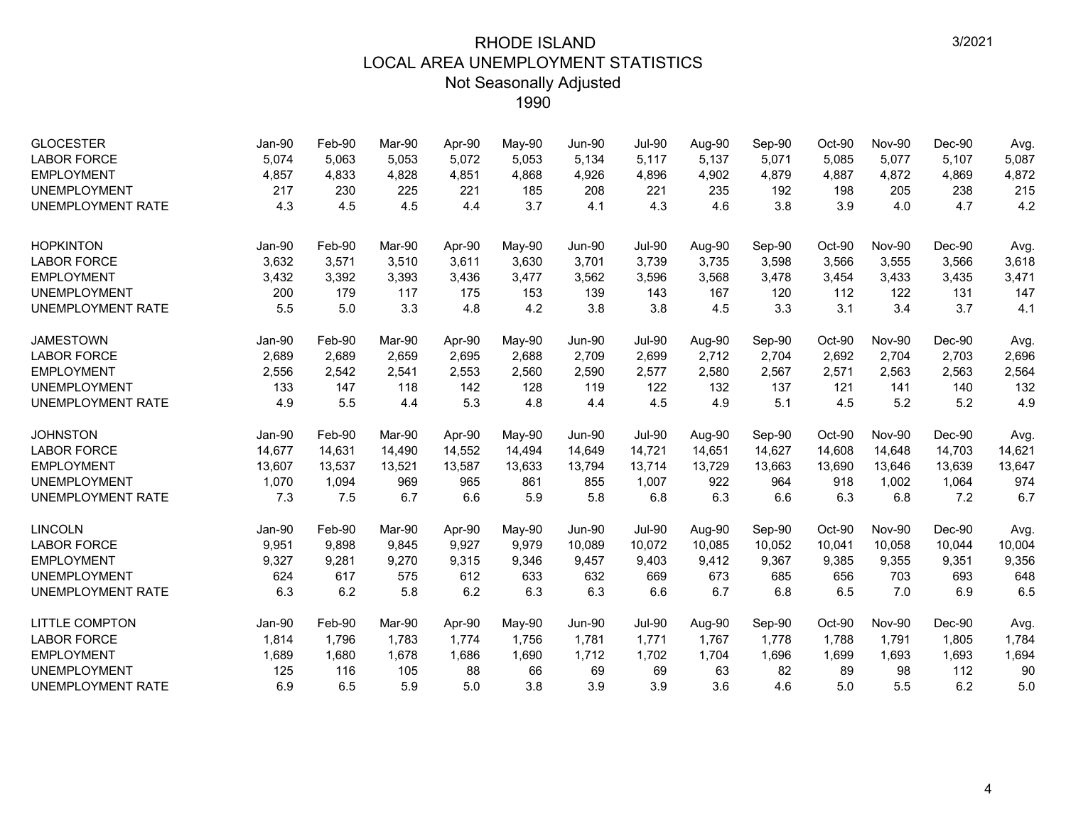# RHODE ISLAND
## LOCAL AREA UNEMPLOYMENT STATISTICS
### Not Seasonally Adjusted
### 1990

| GLOCESTER | Jan-90 | Feb-90 | Mar-90 | Apr-90 | May-90 | Jun-90 | Jul-90 | Aug-90 | Sep-90 | Oct-90 | Nov-90 | Dec-90 | Avg. |
|---|---|---|---|---|---|---|---|---|---|---|---|---|---|
| LABOR FORCE | 5,074 | 5,063 | 5,053 | 5,072 | 5,053 | 5,134 | 5,117 | 5,137 | 5,071 | 5,085 | 5,077 | 5,107 | 5,087 |
| EMPLOYMENT | 4,857 | 4,833 | 4,828 | 4,851 | 4,868 | 4,926 | 4,896 | 4,902 | 4,879 | 4,887 | 4,872 | 4,869 | 4,872 |
| UNEMPLOYMENT | 217 | 230 | 225 | 221 | 185 | 208 | 221 | 235 | 192 | 198 | 205 | 238 | 215 |
| UNEMPLOYMENT RATE | 4.3 | 4.5 | 4.5 | 4.4 | 3.7 | 4.1 | 4.3 | 4.6 | 3.8 | 3.9 | 4.0 | 4.7 | 4.2 |

| HOPKINTON | Jan-90 | Feb-90 | Mar-90 | Apr-90 | May-90 | Jun-90 | Jul-90 | Aug-90 | Sep-90 | Oct-90 | Nov-90 | Dec-90 | Avg. |
|---|---|---|---|---|---|---|---|---|---|---|---|---|---|
| LABOR FORCE | 3,632 | 3,571 | 3,510 | 3,611 | 3,630 | 3,701 | 3,739 | 3,735 | 3,598 | 3,566 | 3,555 | 3,566 | 3,618 |
| EMPLOYMENT | 3,432 | 3,392 | 3,393 | 3,436 | 3,477 | 3,562 | 3,596 | 3,568 | 3,478 | 3,454 | 3,433 | 3,435 | 3,471 |
| UNEMPLOYMENT | 200 | 179 | 117 | 175 | 153 | 139 | 143 | 167 | 120 | 112 | 122 | 131 | 147 |
| UNEMPLOYMENT RATE | 5.5 | 5.0 | 3.3 | 4.8 | 4.2 | 3.8 | 3.8 | 4.5 | 3.3 | 3.1 | 3.4 | 3.7 | 4.1 |

| JAMESTOWN | Jan-90 | Feb-90 | Mar-90 | Apr-90 | May-90 | Jun-90 | Jul-90 | Aug-90 | Sep-90 | Oct-90 | Nov-90 | Dec-90 | Avg. |
|---|---|---|---|---|---|---|---|---|---|---|---|---|---|
| LABOR FORCE | 2,689 | 2,689 | 2,659 | 2,695 | 2,688 | 2,709 | 2,699 | 2,712 | 2,704 | 2,692 | 2,704 | 2,703 | 2,696 |
| EMPLOYMENT | 2,556 | 2,542 | 2,541 | 2,553 | 2,560 | 2,590 | 2,577 | 2,580 | 2,567 | 2,571 | 2,563 | 2,563 | 2,564 |
| UNEMPLOYMENT | 133 | 147 | 118 | 142 | 128 | 119 | 122 | 132 | 137 | 121 | 141 | 140 | 132 |
| UNEMPLOYMENT RATE | 4.9 | 5.5 | 4.4 | 5.3 | 4.8 | 4.4 | 4.5 | 4.9 | 5.1 | 4.5 | 5.2 | 5.2 | 4.9 |

| JOHNSTON | Jan-90 | Feb-90 | Mar-90 | Apr-90 | May-90 | Jun-90 | Jul-90 | Aug-90 | Sep-90 | Oct-90 | Nov-90 | Dec-90 | Avg. |
|---|---|---|---|---|---|---|---|---|---|---|---|---|---|
| LABOR FORCE | 14,677 | 14,631 | 14,490 | 14,552 | 14,494 | 14,649 | 14,721 | 14,651 | 14,627 | 14,608 | 14,648 | 14,703 | 14,621 |
| EMPLOYMENT | 13,607 | 13,537 | 13,521 | 13,587 | 13,633 | 13,794 | 13,714 | 13,729 | 13,663 | 13,690 | 13,646 | 13,639 | 13,647 |
| UNEMPLOYMENT | 1,070 | 1,094 | 969 | 965 | 861 | 855 | 1,007 | 922 | 964 | 918 | 1,002 | 1,064 | 974 |
| UNEMPLOYMENT RATE | 7.3 | 7.5 | 6.7 | 6.6 | 5.9 | 5.8 | 6.8 | 6.3 | 6.6 | 6.3 | 6.8 | 7.2 | 6.7 |

| LINCOLN | Jan-90 | Feb-90 | Mar-90 | Apr-90 | May-90 | Jun-90 | Jul-90 | Aug-90 | Sep-90 | Oct-90 | Nov-90 | Dec-90 | Avg. |
|---|---|---|---|---|---|---|---|---|---|---|---|---|---|
| LABOR FORCE | 9,951 | 9,898 | 9,845 | 9,927 | 9,979 | 10,089 | 10,072 | 10,085 | 10,052 | 10,041 | 10,058 | 10,044 | 10,004 |
| EMPLOYMENT | 9,327 | 9,281 | 9,270 | 9,315 | 9,346 | 9,457 | 9,403 | 9,412 | 9,367 | 9,385 | 9,355 | 9,351 | 9,356 |
| UNEMPLOYMENT | 624 | 617 | 575 | 612 | 633 | 632 | 669 | 673 | 685 | 656 | 703 | 693 | 648 |
| UNEMPLOYMENT RATE | 6.3 | 6.2 | 5.8 | 6.2 | 6.3 | 6.3 | 6.6 | 6.7 | 6.8 | 6.5 | 7.0 | 6.9 | 6.5 |

| LITTLE COMPTON | Jan-90 | Feb-90 | Mar-90 | Apr-90 | May-90 | Jun-90 | Jul-90 | Aug-90 | Sep-90 | Oct-90 | Nov-90 | Dec-90 | Avg. |
|---|---|---|---|---|---|---|---|---|---|---|---|---|---|
| LABOR FORCE | 1,814 | 1,796 | 1,783 | 1,774 | 1,756 | 1,781 | 1,771 | 1,767 | 1,778 | 1,788 | 1,791 | 1,805 | 1,784 |
| EMPLOYMENT | 1,689 | 1,680 | 1,678 | 1,686 | 1,690 | 1,712 | 1,702 | 1,704 | 1,696 | 1,699 | 1,693 | 1,693 | 1,694 |
| UNEMPLOYMENT | 125 | 116 | 105 | 88 | 66 | 69 | 69 | 63 | 82 | 89 | 98 | 112 | 90 |
| UNEMPLOYMENT RATE | 6.9 | 6.5 | 5.9 | 5.0 | 3.8 | 3.9 | 3.9 | 3.6 | 4.6 | 5.0 | 5.5 | 6.2 | 5.0 |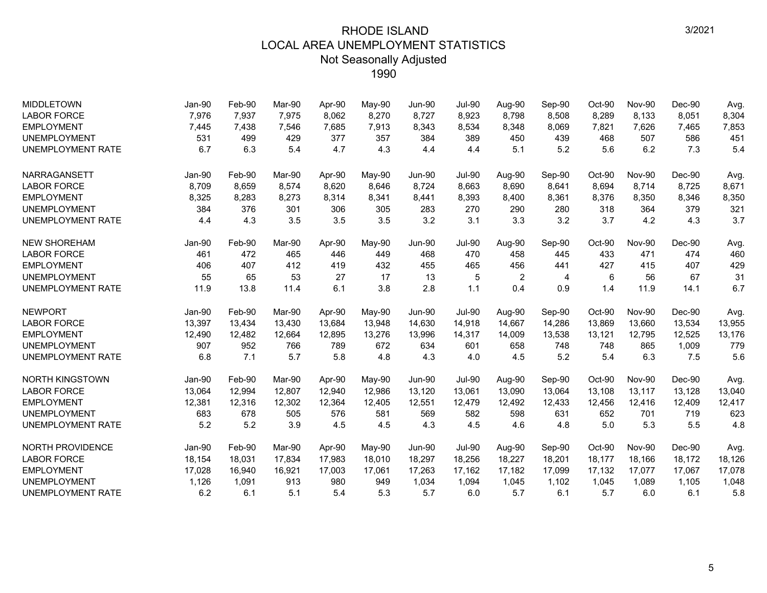# RHODE ISLAND
## LOCAL AREA UNEMPLOYMENT STATISTICS
### Not Seasonally Adjusted
### 1990

3/2021

| MIDDLETOWN | Jan-90 | Feb-90 | Mar-90 | Apr-90 | May-90 | Jun-90 | Jul-90 | Aug-90 | Sep-90 | Oct-90 | Nov-90 | Dec-90 | Avg. |
|---|---|---|---|---|---|---|---|---|---|---|---|---|---|
| LABOR FORCE | 7,976 | 7,937 | 7,975 | 8,062 | 8,270 | 8,727 | 8,923 | 8,798 | 8,508 | 8,289 | 8,133 | 8,051 | 8,304 |
| EMPLOYMENT | 7,445 | 7,438 | 7,546 | 7,685 | 7,913 | 8,343 | 8,534 | 8,348 | 8,069 | 7,821 | 7,626 | 7,465 | 7,853 |
| UNEMPLOYMENT | 531 | 499 | 429 | 377 | 357 | 384 | 389 | 450 | 439 | 468 | 507 | 586 | 451 |
| UNEMPLOYMENT RATE | 6.7 | 6.3 | 5.4 | 4.7 | 4.3 | 4.4 | 4.4 | 5.1 | 5.2 | 5.6 | 6.2 | 7.3 | 5.4 |

| NARRAGANSETT | Jan-90 | Feb-90 | Mar-90 | Apr-90 | May-90 | Jun-90 | Jul-90 | Aug-90 | Sep-90 | Oct-90 | Nov-90 | Dec-90 | Avg. |
|---|---|---|---|---|---|---|---|---|---|---|---|---|---|
| LABOR FORCE | 8,709 | 8,659 | 8,574 | 8,620 | 8,646 | 8,724 | 8,663 | 8,690 | 8,641 | 8,694 | 8,714 | 8,725 | 8,671 |
| EMPLOYMENT | 8,325 | 8,283 | 8,273 | 8,314 | 8,341 | 8,441 | 8,393 | 8,400 | 8,361 | 8,376 | 8,350 | 8,346 | 8,350 |
| UNEMPLOYMENT | 384 | 376 | 301 | 306 | 305 | 283 | 270 | 290 | 280 | 318 | 364 | 379 | 321 |
| UNEMPLOYMENT RATE | 4.4 | 4.3 | 3.5 | 3.5 | 3.5 | 3.2 | 3.1 | 3.3 | 3.2 | 3.7 | 4.2 | 4.3 | 3.7 |

| NEW SHOREHAM | Jan-90 | Feb-90 | Mar-90 | Apr-90 | May-90 | Jun-90 | Jul-90 | Aug-90 | Sep-90 | Oct-90 | Nov-90 | Dec-90 | Avg. |
|---|---|---|---|---|---|---|---|---|---|---|---|---|---|
| LABOR FORCE | 461 | 472 | 465 | 446 | 449 | 468 | 470 | 458 | 445 | 433 | 471 | 474 | 460 |
| EMPLOYMENT | 406 | 407 | 412 | 419 | 432 | 455 | 465 | 456 | 441 | 427 | 415 | 407 | 429 |
| UNEMPLOYMENT | 55 | 65 | 53 | 27 | 17 | 13 | 5 | 2 | 4 | 6 | 56 | 67 | 31 |
| UNEMPLOYMENT RATE | 11.9 | 13.8 | 11.4 | 6.1 | 3.8 | 2.8 | 1.1 | 0.4 | 0.9 | 1.4 | 11.9 | 14.1 | 6.7 |

| NEWPORT | Jan-90 | Feb-90 | Mar-90 | Apr-90 | May-90 | Jun-90 | Jul-90 | Aug-90 | Sep-90 | Oct-90 | Nov-90 | Dec-90 | Avg. |
|---|---|---|---|---|---|---|---|---|---|---|---|---|---|
| LABOR FORCE | 13,397 | 13,434 | 13,430 | 13,684 | 13,948 | 14,630 | 14,918 | 14,667 | 14,286 | 13,869 | 13,660 | 13,534 | 13,955 |
| EMPLOYMENT | 12,490 | 12,482 | 12,664 | 12,895 | 13,276 | 13,996 | 14,317 | 14,009 | 13,538 | 13,121 | 12,795 | 12,525 | 13,176 |
| UNEMPLOYMENT | 907 | 952 | 766 | 789 | 672 | 634 | 601 | 658 | 748 | 748 | 865 | 1,009 | 779 |
| UNEMPLOYMENT RATE | 6.8 | 7.1 | 5.7 | 5.8 | 4.8 | 4.3 | 4.0 | 4.5 | 5.2 | 5.4 | 6.3 | 7.5 | 5.6 |

| NORTH KINGSTOWN | Jan-90 | Feb-90 | Mar-90 | Apr-90 | May-90 | Jun-90 | Jul-90 | Aug-90 | Sep-90 | Oct-90 | Nov-90 | Dec-90 | Avg. |
|---|---|---|---|---|---|---|---|---|---|---|---|---|---|
| LABOR FORCE | 13,064 | 12,994 | 12,807 | 12,940 | 12,986 | 13,120 | 13,061 | 13,090 | 13,064 | 13,108 | 13,117 | 13,128 | 13,040 |
| EMPLOYMENT | 12,381 | 12,316 | 12,302 | 12,364 | 12,405 | 12,551 | 12,479 | 12,492 | 12,433 | 12,456 | 12,416 | 12,409 | 12,417 |
| UNEMPLOYMENT | 683 | 678 | 505 | 576 | 581 | 569 | 582 | 598 | 631 | 652 | 701 | 719 | 623 |
| UNEMPLOYMENT RATE | 5.2 | 5.2 | 3.9 | 4.5 | 4.5 | 4.3 | 4.5 | 4.6 | 4.8 | 5.0 | 5.3 | 5.5 | 4.8 |

| NORTH PROVIDENCE | Jan-90 | Feb-90 | Mar-90 | Apr-90 | May-90 | Jun-90 | Jul-90 | Aug-90 | Sep-90 | Oct-90 | Nov-90 | Dec-90 | Avg. |
|---|---|---|---|---|---|---|---|---|---|---|---|---|---|
| LABOR FORCE | 18,154 | 18,031 | 17,834 | 17,983 | 18,010 | 18,297 | 18,256 | 18,227 | 18,201 | 18,177 | 18,166 | 18,172 | 18,126 |
| EMPLOYMENT | 17,028 | 16,940 | 16,921 | 17,003 | 17,061 | 17,263 | 17,162 | 17,182 | 17,099 | 17,132 | 17,077 | 17,067 | 17,078 |
| UNEMPLOYMENT | 1,126 | 1,091 | 913 | 980 | 949 | 1,034 | 1,094 | 1,045 | 1,102 | 1,045 | 1,089 | 1,105 | 1,048 |
| UNEMPLOYMENT RATE | 6.2 | 6.1 | 5.1 | 5.4 | 5.3 | 5.7 | 6.0 | 5.7 | 6.1 | 5.7 | 6.0 | 6.1 | 5.8 |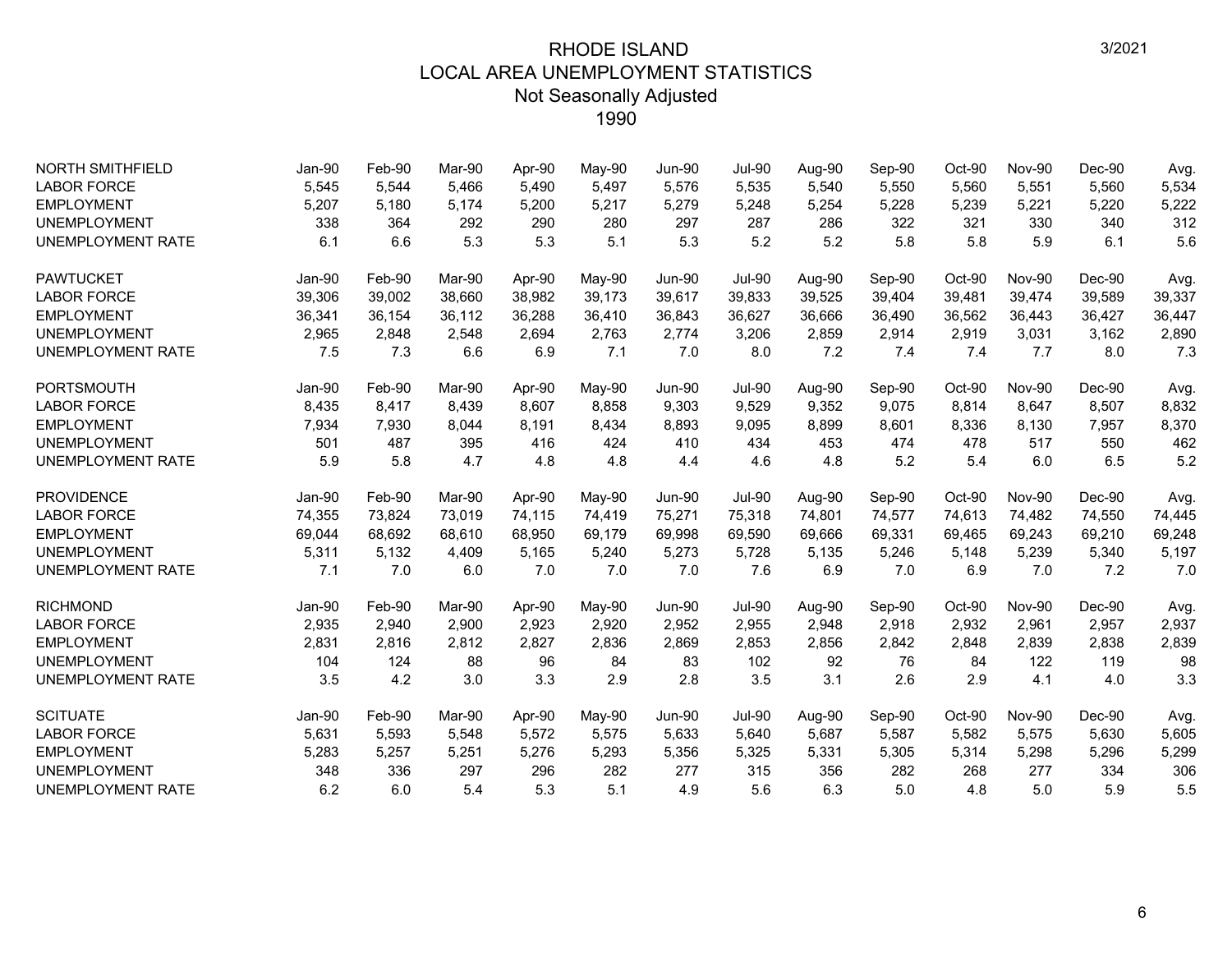# RHODE ISLAND
## LOCAL AREA UNEMPLOYMENT STATISTICS
### Not Seasonally Adjusted
### 1990

3/2021

| NORTH SMITHFIELD | Jan-90 | Feb-90 | Mar-90 | Apr-90 | May-90 | Jun-90 | Jul-90 | Aug-90 | Sep-90 | Oct-90 | Nov-90 | Dec-90 | Avg. |
|---|---|---|---|---|---|---|---|---|---|---|---|---|---|
| LABOR FORCE | 5,545 | 5,544 | 5,466 | 5,490 | 5,497 | 5,576 | 5,535 | 5,540 | 5,550 | 5,560 | 5,551 | 5,560 | 5,534 |
| EMPLOYMENT | 5,207 | 5,180 | 5,174 | 5,200 | 5,217 | 5,279 | 5,248 | 5,254 | 5,228 | 5,239 | 5,221 | 5,220 | 5,222 |
| UNEMPLOYMENT | 338 | 364 | 292 | 290 | 280 | 297 | 287 | 286 | 322 | 321 | 330 | 340 | 312 |
| UNEMPLOYMENT RATE | 6.1 | 6.6 | 5.3 | 5.3 | 5.1 | 5.3 | 5.2 | 5.2 | 5.8 | 5.8 | 5.9 | 6.1 | 5.6 |

| PAWTUCKET | Jan-90 | Feb-90 | Mar-90 | Apr-90 | May-90 | Jun-90 | Jul-90 | Aug-90 | Sep-90 | Oct-90 | Nov-90 | Dec-90 | Avg. |
|---|---|---|---|---|---|---|---|---|---|---|---|---|---|
| LABOR FORCE | 39,306 | 39,002 | 38,660 | 38,982 | 39,173 | 39,617 | 39,833 | 39,525 | 39,404 | 39,481 | 39,474 | 39,589 | 39,337 |
| EMPLOYMENT | 36,341 | 36,154 | 36,112 | 36,288 | 36,410 | 36,843 | 36,627 | 36,666 | 36,490 | 36,562 | 36,443 | 36,427 | 36,447 |
| UNEMPLOYMENT | 2,965 | 2,848 | 2,548 | 2,694 | 2,763 | 2,774 | 3,206 | 2,859 | 2,914 | 2,919 | 3,031 | 3,162 | 2,890 |
| UNEMPLOYMENT RATE | 7.5 | 7.3 | 6.6 | 6.9 | 7.1 | 7.0 | 8.0 | 7.2 | 7.4 | 7.4 | 7.7 | 8.0 | 7.3 |

| PORTSMOUTH | Jan-90 | Feb-90 | Mar-90 | Apr-90 | May-90 | Jun-90 | Jul-90 | Aug-90 | Sep-90 | Oct-90 | Nov-90 | Dec-90 | Avg. |
|---|---|---|---|---|---|---|---|---|---|---|---|---|---|
| LABOR FORCE | 8,435 | 8,417 | 8,439 | 8,607 | 8,858 | 9,303 | 9,529 | 9,352 | 9,075 | 8,814 | 8,647 | 8,507 | 8,832 |
| EMPLOYMENT | 7,934 | 7,930 | 8,044 | 8,191 | 8,434 | 8,893 | 9,095 | 8,899 | 8,601 | 8,336 | 8,130 | 7,957 | 8,370 |
| UNEMPLOYMENT | 501 | 487 | 395 | 416 | 424 | 410 | 434 | 453 | 474 | 478 | 517 | 550 | 462 |
| UNEMPLOYMENT RATE | 5.9 | 5.8 | 4.7 | 4.8 | 4.8 | 4.4 | 4.6 | 4.8 | 5.2 | 5.4 | 6.0 | 6.5 | 5.2 |

| PROVIDENCE | Jan-90 | Feb-90 | Mar-90 | Apr-90 | May-90 | Jun-90 | Jul-90 | Aug-90 | Sep-90 | Oct-90 | Nov-90 | Dec-90 | Avg. |
|---|---|---|---|---|---|---|---|---|---|---|---|---|---|
| LABOR FORCE | 74,355 | 73,824 | 73,019 | 74,115 | 74,419 | 75,271 | 75,318 | 74,801 | 74,577 | 74,613 | 74,482 | 74,550 | 74,445 |
| EMPLOYMENT | 69,044 | 68,692 | 68,610 | 68,950 | 69,179 | 69,998 | 69,590 | 69,666 | 69,331 | 69,465 | 69,243 | 69,210 | 69,248 |
| UNEMPLOYMENT | 5,311 | 5,132 | 4,409 | 5,165 | 5,240 | 5,273 | 5,728 | 5,135 | 5,246 | 5,148 | 5,239 | 5,340 | 5,197 |
| UNEMPLOYMENT RATE | 7.1 | 7.0 | 6.0 | 7.0 | 7.0 | 7.0 | 7.6 | 6.9 | 7.0 | 6.9 | 7.0 | 7.2 | 7.0 |

| RICHMOND | Jan-90 | Feb-90 | Mar-90 | Apr-90 | May-90 | Jun-90 | Jul-90 | Aug-90 | Sep-90 | Oct-90 | Nov-90 | Dec-90 | Avg. |
|---|---|---|---|---|---|---|---|---|---|---|---|---|---|
| LABOR FORCE | 2,935 | 2,940 | 2,900 | 2,923 | 2,920 | 2,952 | 2,955 | 2,948 | 2,918 | 2,932 | 2,961 | 2,957 | 2,937 |
| EMPLOYMENT | 2,831 | 2,816 | 2,812 | 2,827 | 2,836 | 2,869 | 2,853 | 2,856 | 2,842 | 2,848 | 2,839 | 2,838 | 2,839 |
| UNEMPLOYMENT | 104 | 124 | 88 | 96 | 84 | 83 | 102 | 92 | 76 | 84 | 122 | 119 | 98 |
| UNEMPLOYMENT RATE | 3.5 | 4.2 | 3.0 | 3.3 | 2.9 | 2.8 | 3.5 | 3.1 | 2.6 | 2.9 | 4.1 | 4.0 | 3.3 |

| SCITUATE | Jan-90 | Feb-90 | Mar-90 | Apr-90 | May-90 | Jun-90 | Jul-90 | Aug-90 | Sep-90 | Oct-90 | Nov-90 | Dec-90 | Avg. |
|---|---|---|---|---|---|---|---|---|---|---|---|---|---|
| LABOR FORCE | 5,631 | 5,593 | 5,548 | 5,572 | 5,575 | 5,633 | 5,640 | 5,687 | 5,587 | 5,582 | 5,575 | 5,630 | 5,605 |
| EMPLOYMENT | 5,283 | 5,257 | 5,251 | 5,276 | 5,293 | 5,356 | 5,325 | 5,331 | 5,305 | 5,314 | 5,298 | 5,296 | 5,299 |
| UNEMPLOYMENT | 348 | 336 | 297 | 296 | 282 | 277 | 315 | 356 | 282 | 268 | 277 | 334 | 306 |
| UNEMPLOYMENT RATE | 6.2 | 6.0 | 5.4 | 5.3 | 5.1 | 4.9 | 5.6 | 6.3 | 5.0 | 4.8 | 5.0 | 5.9 | 5.5 |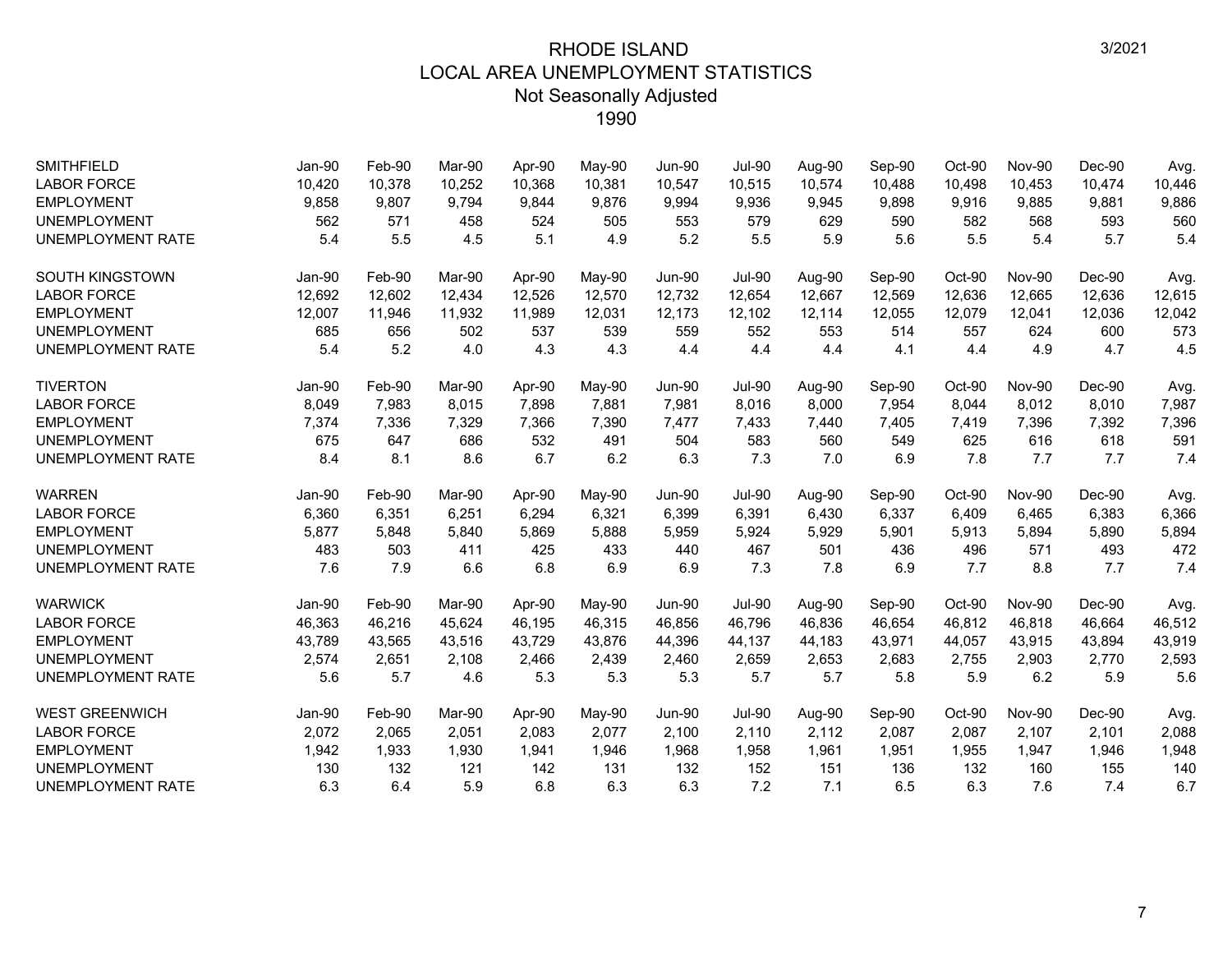# RHODE ISLAND
## LOCAL AREA UNEMPLOYMENT STATISTICS
### Not Seasonally Adjusted
### 1990

| SMITHFIELD | Jan-90 | Feb-90 | Mar-90 | Apr-90 | May-90 | Jun-90 | Jul-90 | Aug-90 | Sep-90 | Oct-90 | Nov-90 | Dec-90 | Avg. |
|---|---|---|---|---|---|---|---|---|---|---|---|---|---|
| LABOR FORCE | 10,420 | 10,378 | 10,252 | 10,368 | 10,381 | 10,547 | 10,515 | 10,574 | 10,488 | 10,498 | 10,453 | 10,474 | 10,446 |
| EMPLOYMENT | 9,858 | 9,807 | 9,794 | 9,844 | 9,876 | 9,994 | 9,936 | 9,945 | 9,898 | 9,916 | 9,885 | 9,881 | 9,886 |
| UNEMPLOYMENT | 562 | 571 | 458 | 524 | 505 | 553 | 579 | 629 | 590 | 582 | 568 | 593 | 560 |
| UNEMPLOYMENT RATE | 5.4 | 5.5 | 4.5 | 5.1 | 4.9 | 5.2 | 5.5 | 5.9 | 5.6 | 5.5 | 5.4 | 5.7 | 5.4 |

| SOUTH KINGSTOWN | Jan-90 | Feb-90 | Mar-90 | Apr-90 | May-90 | Jun-90 | Jul-90 | Aug-90 | Sep-90 | Oct-90 | Nov-90 | Dec-90 | Avg. |
|---|---|---|---|---|---|---|---|---|---|---|---|---|---|
| LABOR FORCE | 12,692 | 12,602 | 12,434 | 12,526 | 12,570 | 12,732 | 12,654 | 12,667 | 12,569 | 12,636 | 12,665 | 12,636 | 12,615 |
| EMPLOYMENT | 12,007 | 11,946 | 11,932 | 11,989 | 12,031 | 12,173 | 12,102 | 12,114 | 12,055 | 12,079 | 12,041 | 12,036 | 12,042 |
| UNEMPLOYMENT | 685 | 656 | 502 | 537 | 539 | 559 | 552 | 553 | 514 | 557 | 624 | 600 | 573 |
| UNEMPLOYMENT RATE | 5.4 | 5.2 | 4.0 | 4.3 | 4.3 | 4.4 | 4.4 | 4.4 | 4.1 | 4.4 | 4.9 | 4.7 | 4.5 |

| TIVERTON | Jan-90 | Feb-90 | Mar-90 | Apr-90 | May-90 | Jun-90 | Jul-90 | Aug-90 | Sep-90 | Oct-90 | Nov-90 | Dec-90 | Avg. |
|---|---|---|---|---|---|---|---|---|---|---|---|---|---|
| LABOR FORCE | 8,049 | 7,983 | 8,015 | 7,898 | 7,881 | 7,981 | 8,016 | 8,000 | 7,954 | 8,044 | 8,012 | 8,010 | 7,987 |
| EMPLOYMENT | 7,374 | 7,336 | 7,329 | 7,366 | 7,390 | 7,477 | 7,433 | 7,440 | 7,405 | 7,419 | 7,396 | 7,392 | 7,396 |
| UNEMPLOYMENT | 675 | 647 | 686 | 532 | 491 | 504 | 583 | 560 | 549 | 625 | 616 | 618 | 591 |
| UNEMPLOYMENT RATE | 8.4 | 8.1 | 8.6 | 6.7 | 6.2 | 6.3 | 7.3 | 7.0 | 6.9 | 7.8 | 7.7 | 7.7 | 7.4 |

| WARREN | Jan-90 | Feb-90 | Mar-90 | Apr-90 | May-90 | Jun-90 | Jul-90 | Aug-90 | Sep-90 | Oct-90 | Nov-90 | Dec-90 | Avg. |
|---|---|---|---|---|---|---|---|---|---|---|---|---|---|
| LABOR FORCE | 6,360 | 6,351 | 6,251 | 6,294 | 6,321 | 6,399 | 6,391 | 6,430 | 6,337 | 6,409 | 6,465 | 6,383 | 6,366 |
| EMPLOYMENT | 5,877 | 5,848 | 5,840 | 5,869 | 5,888 | 5,959 | 5,924 | 5,929 | 5,901 | 5,913 | 5,894 | 5,890 | 5,894 |
| UNEMPLOYMENT | 483 | 503 | 411 | 425 | 433 | 440 | 467 | 501 | 436 | 496 | 571 | 493 | 472 |
| UNEMPLOYMENT RATE | 7.6 | 7.9 | 6.6 | 6.8 | 6.9 | 6.9 | 7.3 | 7.8 | 6.9 | 7.7 | 8.8 | 7.7 | 7.4 |

| WARWICK | Jan-90 | Feb-90 | Mar-90 | Apr-90 | May-90 | Jun-90 | Jul-90 | Aug-90 | Sep-90 | Oct-90 | Nov-90 | Dec-90 | Avg. |
|---|---|---|---|---|---|---|---|---|---|---|---|---|---|
| LABOR FORCE | 46,363 | 46,216 | 45,624 | 46,195 | 46,315 | 46,856 | 46,796 | 46,836 | 46,654 | 46,812 | 46,818 | 46,664 | 46,512 |
| EMPLOYMENT | 43,789 | 43,565 | 43,516 | 43,729 | 43,876 | 44,396 | 44,137 | 44,183 | 43,971 | 44,057 | 43,915 | 43,894 | 43,919 |
| UNEMPLOYMENT | 2,574 | 2,651 | 2,108 | 2,466 | 2,439 | 2,460 | 2,659 | 2,653 | 2,683 | 2,755 | 2,903 | 2,770 | 2,593 |
| UNEMPLOYMENT RATE | 5.6 | 5.7 | 4.6 | 5.3 | 5.3 | 5.3 | 5.7 | 5.7 | 5.8 | 5.9 | 6.2 | 5.9 | 5.6 |

| WEST GREENWICH | Jan-90 | Feb-90 | Mar-90 | Apr-90 | May-90 | Jun-90 | Jul-90 | Aug-90 | Sep-90 | Oct-90 | Nov-90 | Dec-90 | Avg. |
|---|---|---|---|---|---|---|---|---|---|---|---|---|---|
| LABOR FORCE | 2,072 | 2,065 | 2,051 | 2,083 | 2,077 | 2,100 | 2,110 | 2,112 | 2,087 | 2,087 | 2,107 | 2,101 | 2,088 |
| EMPLOYMENT | 1,942 | 1,933 | 1,930 | 1,941 | 1,946 | 1,968 | 1,958 | 1,961 | 1,951 | 1,955 | 1,947 | 1,946 | 1,948 |
| UNEMPLOYMENT | 130 | 132 | 121 | 142 | 131 | 132 | 152 | 151 | 136 | 132 | 160 | 155 | 140 |
| UNEMPLOYMENT RATE | 6.3 | 6.4 | 5.9 | 6.8 | 6.3 | 6.3 | 7.2 | 7.1 | 6.5 | 6.3 | 7.6 | 7.4 | 6.7 |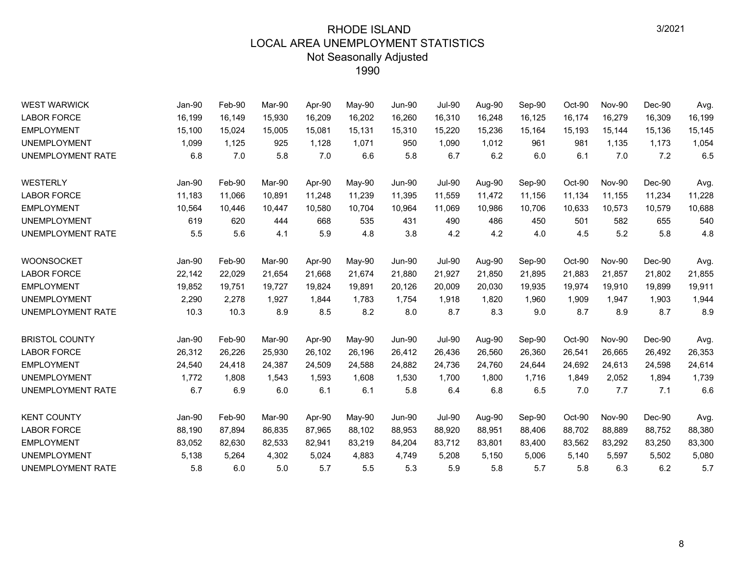# RHODE ISLAND
## LOCAL AREA UNEMPLOYMENT STATISTICS
### Not Seasonally Adjusted
### 1990

3/2021

| WEST WARWICK | Jan-90 | Feb-90 | Mar-90 | Apr-90 | May-90 | Jun-90 | Jul-90 | Aug-90 | Sep-90 | Oct-90 | Nov-90 | Dec-90 | Avg. |
|---|---|---|---|---|---|---|---|---|---|---|---|---|---|
| LABOR FORCE | 16,199 | 16,149 | 15,930 | 16,209 | 16,202 | 16,260 | 16,310 | 16,248 | 16,125 | 16,174 | 16,279 | 16,309 | 16,199 |
| EMPLOYMENT | 15,100 | 15,024 | 15,005 | 15,081 | 15,131 | 15,310 | 15,220 | 15,236 | 15,164 | 15,193 | 15,144 | 15,136 | 15,145 |
| UNEMPLOYMENT | 1,099 | 1,125 | 925 | 1,128 | 1,071 | 950 | 1,090 | 1,012 | 961 | 981 | 1,135 | 1,173 | 1,054 |
| UNEMPLOYMENT RATE | 6.8 | 7.0 | 5.8 | 7.0 | 6.6 | 5.8 | 6.7 | 6.2 | 6.0 | 6.1 | 7.0 | 7.2 | 6.5 |

| WESTERLY | Jan-90 | Feb-90 | Mar-90 | Apr-90 | May-90 | Jun-90 | Jul-90 | Aug-90 | Sep-90 | Oct-90 | Nov-90 | Dec-90 | Avg. |
|---|---|---|---|---|---|---|---|---|---|---|---|---|---|
| LABOR FORCE | 11,183 | 11,066 | 10,891 | 11,248 | 11,239 | 11,395 | 11,559 | 11,472 | 11,156 | 11,134 | 11,155 | 11,234 | 11,228 |
| EMPLOYMENT | 10,564 | 10,446 | 10,447 | 10,580 | 10,704 | 10,964 | 11,069 | 10,986 | 10,706 | 10,633 | 10,573 | 10,579 | 10,688 |
| UNEMPLOYMENT | 619 | 620 | 444 | 668 | 535 | 431 | 490 | 486 | 450 | 501 | 582 | 655 | 540 |
| UNEMPLOYMENT RATE | 5.5 | 5.6 | 4.1 | 5.9 | 4.8 | 3.8 | 4.2 | 4.2 | 4.0 | 4.5 | 5.2 | 5.8 | 4.8 |

| WOONSOCKET | Jan-90 | Feb-90 | Mar-90 | Apr-90 | May-90 | Jun-90 | Jul-90 | Aug-90 | Sep-90 | Oct-90 | Nov-90 | Dec-90 | Avg. |
|---|---|---|---|---|---|---|---|---|---|---|---|---|---|
| LABOR FORCE | 22,142 | 22,029 | 21,654 | 21,668 | 21,674 | 21,880 | 21,927 | 21,850 | 21,895 | 21,883 | 21,857 | 21,802 | 21,855 |
| EMPLOYMENT | 19,852 | 19,751 | 19,727 | 19,824 | 19,891 | 20,126 | 20,009 | 20,030 | 19,935 | 19,974 | 19,910 | 19,899 | 19,911 |
| UNEMPLOYMENT | 2,290 | 2,278 | 1,927 | 1,844 | 1,783 | 1,754 | 1,918 | 1,820 | 1,960 | 1,909 | 1,947 | 1,903 | 1,944 |
| UNEMPLOYMENT RATE | 10.3 | 10.3 | 8.9 | 8.5 | 8.2 | 8.0 | 8.7 | 8.3 | 9.0 | 8.7 | 8.9 | 8.7 | 8.9 |

| BRISTOL COUNTY | Jan-90 | Feb-90 | Mar-90 | Apr-90 | May-90 | Jun-90 | Jul-90 | Aug-90 | Sep-90 | Oct-90 | Nov-90 | Dec-90 | Avg. |
|---|---|---|---|---|---|---|---|---|---|---|---|---|---|
| LABOR FORCE | 26,312 | 26,226 | 25,930 | 26,102 | 26,196 | 26,412 | 26,436 | 26,560 | 26,360 | 26,541 | 26,665 | 26,492 | 26,353 |
| EMPLOYMENT | 24,540 | 24,418 | 24,387 | 24,509 | 24,588 | 24,882 | 24,736 | 24,760 | 24,644 | 24,692 | 24,613 | 24,598 | 24,614 |
| UNEMPLOYMENT | 1,772 | 1,808 | 1,543 | 1,593 | 1,608 | 1,530 | 1,700 | 1,800 | 1,716 | 1,849 | 2,052 | 1,894 | 1,739 |
| UNEMPLOYMENT RATE | 6.7 | 6.9 | 6.0 | 6.1 | 6.1 | 5.8 | 6.4 | 6.8 | 6.5 | 7.0 | 7.7 | 7.1 | 6.6 |

| KENT COUNTY | Jan-90 | Feb-90 | Mar-90 | Apr-90 | May-90 | Jun-90 | Jul-90 | Aug-90 | Sep-90 | Oct-90 | Nov-90 | Dec-90 | Avg. |
|---|---|---|---|---|---|---|---|---|---|---|---|---|---|
| LABOR FORCE | 88,190 | 87,894 | 86,835 | 87,965 | 88,102 | 88,953 | 88,920 | 88,951 | 88,406 | 88,702 | 88,889 | 88,752 | 88,380 |
| EMPLOYMENT | 83,052 | 82,630 | 82,533 | 82,941 | 83,219 | 84,204 | 83,712 | 83,801 | 83,400 | 83,562 | 83,292 | 83,250 | 83,300 |
| UNEMPLOYMENT | 5,138 | 5,264 | 4,302 | 5,024 | 4,883 | 4,749 | 5,208 | 5,150 | 5,006 | 5,140 | 5,597 | 5,502 | 5,080 |
| UNEMPLOYMENT RATE | 5.8 | 6.0 | 5.0 | 5.7 | 5.5 | 5.3 | 5.9 | 5.8 | 5.7 | 5.8 | 6.3 | 6.2 | 5.7 |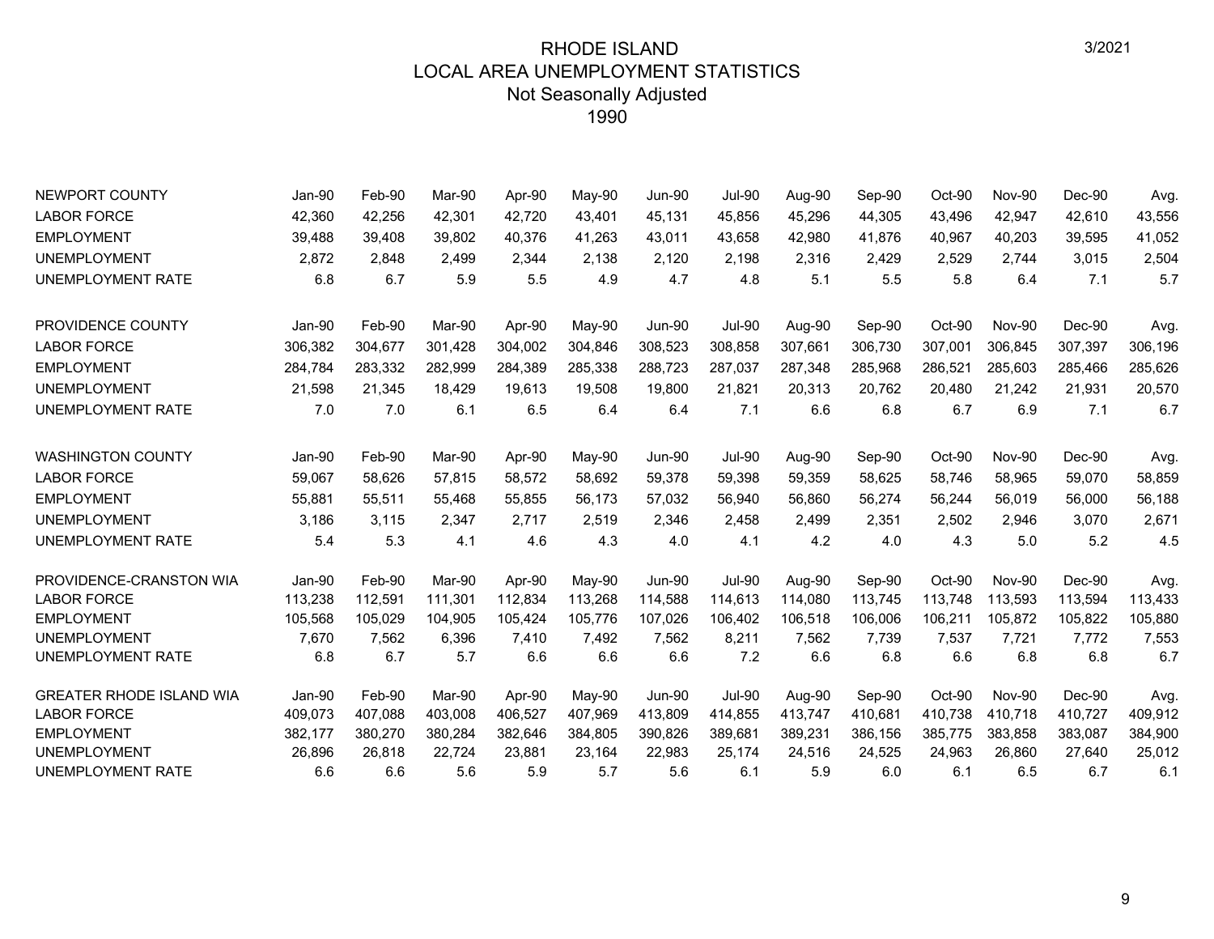# RHODE ISLAND
## LOCAL AREA UNEMPLOYMENT STATISTICS
### Not Seasonally Adjusted
### 1990

3/2021

| NEWPORT COUNTY | Jan-90 | Feb-90 | Mar-90 | Apr-90 | May-90 | Jun-90 | Jul-90 | Aug-90 | Sep-90 | Oct-90 | Nov-90 | Dec-90 | Avg. |
|---|---|---|---|---|---|---|---|---|---|---|---|---|---|
| LABOR FORCE | 42,360 | 42,256 | 42,301 | 42,720 | 43,401 | 45,131 | 45,856 | 45,296 | 44,305 | 43,496 | 42,947 | 42,610 | 43,556 |
| EMPLOYMENT | 39,488 | 39,408 | 39,802 | 40,376 | 41,263 | 43,011 | 43,658 | 42,980 | 41,876 | 40,967 | 40,203 | 39,595 | 41,052 |
| UNEMPLOYMENT | 2,872 | 2,848 | 2,499 | 2,344 | 2,138 | 2,120 | 2,198 | 2,316 | 2,429 | 2,529 | 2,744 | 3,015 | 2,504 |
| UNEMPLOYMENT RATE | 6.8 | 6.7 | 5.9 | 5.5 | 4.9 | 4.7 | 4.8 | 5.1 | 5.5 | 5.8 | 6.4 | 7.1 | 5.7 |

| PROVIDENCE COUNTY | Jan-90 | Feb-90 | Mar-90 | Apr-90 | May-90 | Jun-90 | Jul-90 | Aug-90 | Sep-90 | Oct-90 | Nov-90 | Dec-90 | Avg. |
|---|---|---|---|---|---|---|---|---|---|---|---|---|---|
| LABOR FORCE | 306,382 | 304,677 | 301,428 | 304,002 | 304,846 | 308,523 | 308,858 | 307,661 | 306,730 | 307,001 | 306,845 | 307,397 | 306,196 |
| EMPLOYMENT | 284,784 | 283,332 | 282,999 | 284,389 | 285,338 | 288,723 | 287,037 | 287,348 | 285,968 | 286,521 | 285,603 | 285,466 | 285,626 |
| UNEMPLOYMENT | 21,598 | 21,345 | 18,429 | 19,613 | 19,508 | 19,800 | 21,821 | 20,313 | 20,762 | 20,480 | 21,242 | 21,931 | 20,570 |
| UNEMPLOYMENT RATE | 7.0 | 7.0 | 6.1 | 6.5 | 6.4 | 6.4 | 7.1 | 6.6 | 6.8 | 6.7 | 6.9 | 7.1 | 6.7 |

| WASHINGTON COUNTY | Jan-90 | Feb-90 | Mar-90 | Apr-90 | May-90 | Jun-90 | Jul-90 | Aug-90 | Sep-90 | Oct-90 | Nov-90 | Dec-90 | Avg. |
|---|---|---|---|---|---|---|---|---|---|---|---|---|---|
| LABOR FORCE | 59,067 | 58,626 | 57,815 | 58,572 | 58,692 | 59,378 | 59,398 | 59,359 | 58,625 | 58,746 | 58,965 | 59,070 | 58,859 |
| EMPLOYMENT | 55,881 | 55,511 | 55,468 | 55,855 | 56,173 | 57,032 | 56,940 | 56,860 | 56,274 | 56,244 | 56,019 | 56,000 | 56,188 |
| UNEMPLOYMENT | 3,186 | 3,115 | 2,347 | 2,717 | 2,519 | 2,346 | 2,458 | 2,499 | 2,351 | 2,502 | 2,946 | 3,070 | 2,671 |
| UNEMPLOYMENT RATE | 5.4 | 5.3 | 4.1 | 4.6 | 4.3 | 4.0 | 4.1 | 4.2 | 4.0 | 4.3 | 5.0 | 5.2 | 4.5 |

| PROVIDENCE-CRANSTON WIA | Jan-90 | Feb-90 | Mar-90 | Apr-90 | May-90 | Jun-90 | Jul-90 | Aug-90 | Sep-90 | Oct-90 | Nov-90 | Dec-90 | Avg. |
|---|---|---|---|---|---|---|---|---|---|---|---|---|---|
| LABOR FORCE | 113,238 | 112,591 | 111,301 | 112,834 | 113,268 | 114,588 | 114,613 | 114,080 | 113,745 | 113,748 | 113,593 | 113,594 | 113,433 |
| EMPLOYMENT | 105,568 | 105,029 | 104,905 | 105,424 | 105,776 | 107,026 | 106,402 | 106,518 | 106,006 | 106,211 | 105,872 | 105,822 | 105,880 |
| UNEMPLOYMENT | 7,670 | 7,562 | 6,396 | 7,410 | 7,492 | 7,562 | 8,211 | 7,562 | 7,739 | 7,537 | 7,721 | 7,772 | 7,553 |
| UNEMPLOYMENT RATE | 6.8 | 6.7 | 5.7 | 6.6 | 6.6 | 6.6 | 7.2 | 6.6 | 6.8 | 6.6 | 6.8 | 6.8 | 6.7 |

| GREATER RHODE ISLAND WIA | Jan-90 | Feb-90 | Mar-90 | Apr-90 | May-90 | Jun-90 | Jul-90 | Aug-90 | Sep-90 | Oct-90 | Nov-90 | Dec-90 | Avg. |
|---|---|---|---|---|---|---|---|---|---|---|---|---|---|
| LABOR FORCE | 409,073 | 407,088 | 403,008 | 406,527 | 407,969 | 413,809 | 414,855 | 413,747 | 410,681 | 410,738 | 410,718 | 410,727 | 409,912 |
| EMPLOYMENT | 382,177 | 380,270 | 380,284 | 382,646 | 384,805 | 390,826 | 389,681 | 389,231 | 386,156 | 385,775 | 383,858 | 383,087 | 384,900 |
| UNEMPLOYMENT | 26,896 | 26,818 | 22,724 | 23,881 | 23,164 | 22,983 | 25,174 | 24,516 | 24,525 | 24,963 | 26,860 | 27,640 | 25,012 |
| UNEMPLOYMENT RATE | 6.6 | 6.6 | 5.6 | 5.9 | 5.7 | 5.6 | 6.1 | 5.9 | 6.0 | 6.1 | 6.5 | 6.7 | 6.1 |